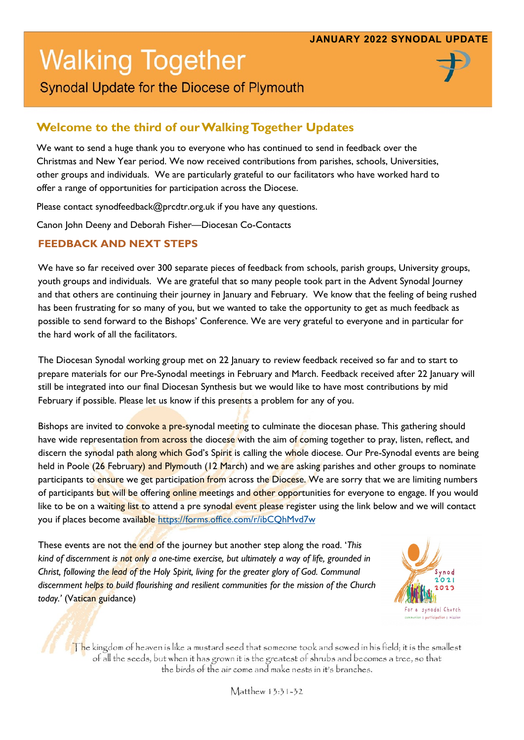JANUARY 2022 SYNODAL UPDATE

# Walking Together

Synodal Update for the Diocese of Plymouth

## Welcome to the third of our Walking Together Updates

We want to send a huge thank you to everyone who has continued to send in feedback over the Christmas and New Year period. We now received contributions from parishes, schools, Universities, other groups and individuals. We are particularly grateful to our facilitators who have worked hard to offer a range of opportunities for participation across the Diocese.

Please contact synodfeedback@prcdtr.org.uk if you have any questions.

Canon John Deeny and Deborah Fisher—Diocesan Co-Contacts

## FEEDBACK AND NEXT STEPS

We have so far received over 300 separate pieces of feedback from schools, parish groups, University groups, youth groups and individuals. We are grateful that so many people took part in the Advent Synodal Journey and that others are continuing their journey in January and February. We know that the feeling of being rushed has been frustrating for so many of you, but we wanted to take the opportunity to get as much feedback as possible to send forward to the Bishops' Conference. We are very grateful to everyone and in particular for the hard work of all the facilitators.

The Diocesan Synodal working group met on 22 January to review feedback received so far and to start to prepare materials for our Pre-Synodal meetings in February and March. Feedback received after 22 January will still be integrated into our final Diocesan Synthesis but we would like to have most contributions by mid February if possible. Please let us know if this presents a problem for any of you.

Bishops are invited to convoke a pre-synodal meeting to culminate the diocesan phase. This gathering should have wide representation from across the diocese with the aim of coming together to pray, listen, reflect, and discern the synodal path along which God's Spirit is calling the whole diocese. Our Pre-Synodal events are being held in Poole (26 February) and Plymouth (12 March) and we are asking parishes and other groups to nominate participants to ensure we get participation from across the Diocese. We are sorry that we are limiting numbers of participants but will be offering online meetings and other opportunities for everyone to engage. If you would like to be on a waiting list to attend a pre synodal event please register using the link below and we will contact you if places become available https://forms.office.com/r/ibCQhMvd7w

These events are not the end of the journey but another step along the road. '*This kind of discernment is not only a one-time exercise, but ultimately a way of life, grounded in Christ, following the lead of the Holy Spirit, living for the greater glory of God. Communal discernment helps to build flourishing and resilient communities for the mission of the Church today.*' (Vatican guidance)

Synod 2021 2023 — For a synodal Church — communion | participation | mission

The kingdom of heaven is like a mustard seed that someone took and sowed in his field; it is the smallest of all the seeds, but when it has grown it is the greatest of shrubs and becomes a tree, so that the birds of the air come and make nests in it's branches.

Matthew 13:31-32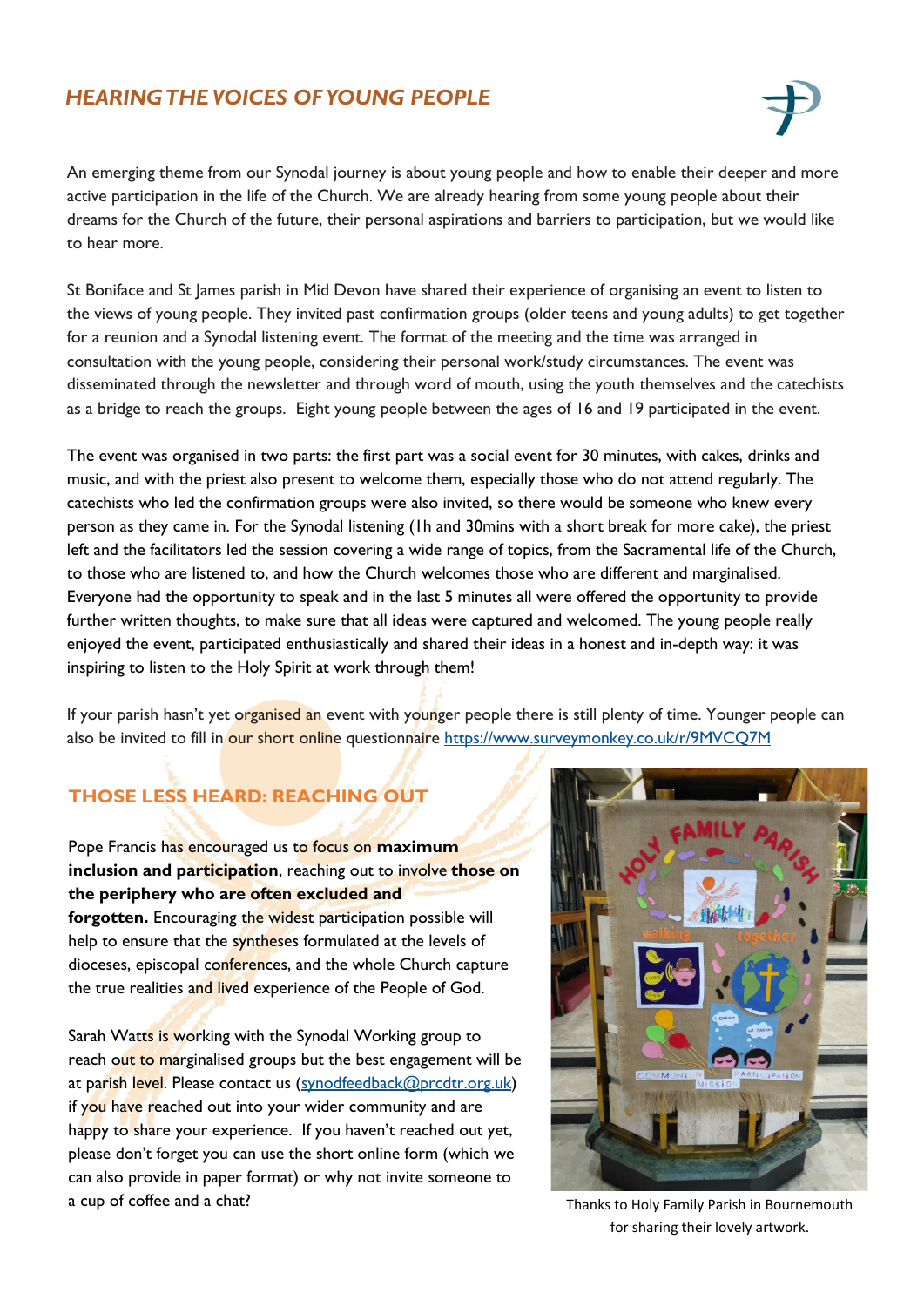## *HEARING THE VOICES OF YOUNG PEOPLE*

An emerging theme from our Synodal journey is about young people and how to enable their deeper and more active participation in the life of the Church. We are already hearing from some young people about their dreams for the Church of the future, their personal aspirations and barriers to participation, but we would like to hear more.

St Boniface and St James parish in Mid Devon have shared their experience of organising an event to listen to the views of young people. They invited past confirmation groups (older teens and young adults) to get together for a reunion and a Synodal listening event. The format of the meeting and the time was arranged in consultation with the young people, considering their personal work/study circumstances. The event was disseminated through the newsletter and through word of mouth, using the youth themselves and the catechists as a bridge to reach the groups. Eight young people between the ages of 16 and 19 participated in the event.

The event was organised in two parts: the first part was a social event for 30 minutes, with cakes, drinks and music, and with the priest also present to welcome them, especially those who do not attend regularly. The catechists who led the confirmation groups were also invited, so there would be someone who knew every person as they came in. For the Synodal listening (1h and 30mins with a short break for more cake), the priest left and the facilitators led the session covering a wide range of topics, from the Sacramental life of the Church, to those who are listened to, and how the Church welcomes those who are different and marginalised. Everyone had the opportunity to speak and in the last 5 minutes all were offered the opportunity to provide further written thoughts, to make sure that all ideas were captured and welcomed. The young people really enjoyed the event, participated enthusiastically and shared their ideas in a honest and in-depth way: it was inspiring to listen to the Holy Spirit at work through them!

If your parish hasn't yet organised an event with younger people there is still plenty of time. Younger people can also be invited to fill in our short online questionnaire https://www.surveymonkey.co.uk/r/9MVCQ7M

## THOSE LESS HEARD: REACHING OUT

Pope Francis has encouraged us to focus on **maximum inclusion and participation**, reaching out to involve **those on the periphery who are often excluded and forgotten.** Encouraging the widest participation possible will help to ensure that the syntheses formulated at the levels of dioceses, episcopal conferences, and the whole Church capture the true realities and lived experience of the People of God.

Sarah Watts is working with the Synodal Working group to reach out to marginalised groups but the best engagement will be at parish level. Please contact us (synodfeedback@prcdtr.org.uk) if you have reached out into your wider community and are happy to share your experience. If you haven't reached out yet, please don't forget you can use the short online form (which we can also provide in paper format) or why not invite someone to a cup of coffee and a chat?

Thanks to Holy Family Parish in Bournemouth for sharing their lovely artwork.